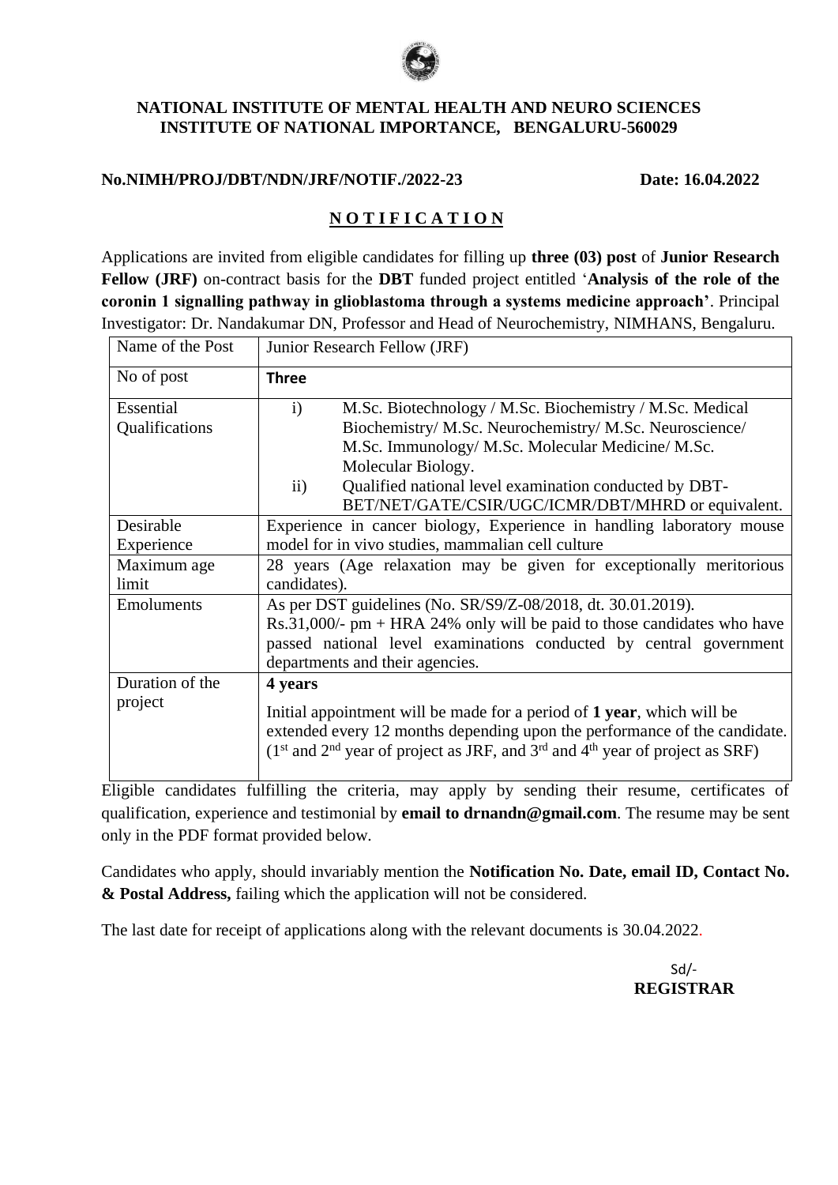**NATIONAL INSTITUTE OF MENTAL HEALTH AND NEURO SCIENCES**
**INSTITUTE OF NATIONAL IMPORTANCE, BENGALURU-560029**

**No.NIMH/PROJ/DBT/NDN/JRF/NOTIF./2022-23** **Date: 16.04.2022**

## N O T I F I C A T I O N

Applications are invited from eligible candidates for filling up **three (03) post** of **Junior Research Fellow (JRF)** on-contract basis for the **DBT** funded project entitled '**Analysis of the role of the coronin 1 signalling pathway in glioblastoma through a systems medicine approach'**. Principal Investigator: Dr. Nandakumar DN, Professor and Head of Neurochemistry, NIMHANS, Bengaluru.

| Name of the Post | Junior Research Fellow (JRF) |
|---|---|
| No of post | **Three** |
| Essential Qualifications | i) M.Sc. Biotechnology / M.Sc. Biochemistry / M.Sc. Medical Biochemistry/ M.Sc. Neurochemistry/ M.Sc. Neuroscience/ M.Sc. Immunology/ M.Sc. Molecular Medicine/ M.Sc. Molecular Biology.<br>ii) Qualified national level examination conducted by DBT-BET/NET/GATE/CSIR/UGC/ICMR/DBT/MHRD or equivalent. |
| Desirable Experience | Experience in cancer biology, Experience in handling laboratory mouse model for in vivo studies, mammalian cell culture |
| Maximum age limit | 28 years (Age relaxation may be given for exceptionally meritorious candidates). |
| Emoluments | As per DST guidelines (No. SR/S9/Z-08/2018, dt. 30.01.2019).<br>Rs.31,000/- pm + HRA 24% only will be paid to those candidates who have passed national level examinations conducted by central government departments and their agencies. |
| Duration of the project | **4 years**<br>Initial appointment will be made for a period of **1 year**, which will be extended every 12 months depending upon the performance of the candidate. (1st and 2nd year of project as JRF, and 3rd and 4th year of project as SRF) |

Eligible candidates fulfilling the criteria, may apply by sending their resume, certificates of qualification, experience and testimonial by **email to drnandn@gmail.com**. The resume may be sent only in the PDF format provided below.

Candidates who apply, should invariably mention the **Notification No. Date, email ID, Contact No. & Postal Address,** failing which the application will not be considered.

The last date for receipt of applications along with the relevant documents is 30.04.2022.

Sd/-
**REGISTRAR**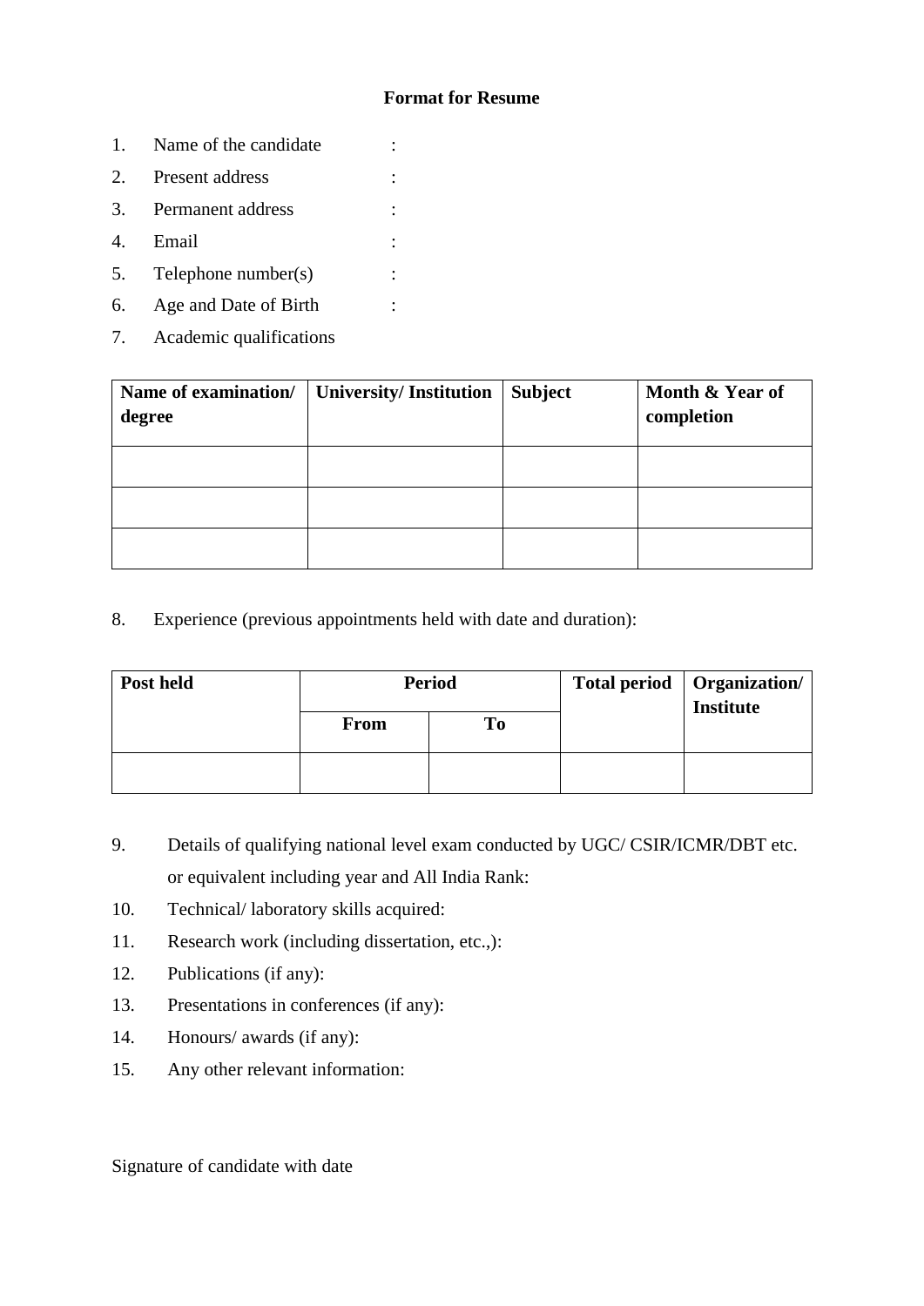**Format for Resume**

1. Name of the candidate :
2. Present address :
3. Permanent address :
4. Email :
5. Telephone number(s) :
6. Age and Date of Birth :
7. Academic qualifications

| Name of examination/ degree | University/ Institution | Subject | Month & Year of completion |
|---|---|---|---|
| | | | |
| | | | |
| | | | |

8. Experience (previous appointments held with date and duration):

| Post held | Period | | Total period | Organization/ Institute |
|---|---|---|---|---|
| | From | To | | |
| | | | | |

9. Details of qualifying national level exam conducted by UGC/ CSIR/ICMR/DBT etc. or equivalent including year and All India Rank:
10. Technical/ laboratory skills acquired:
11. Research work (including dissertation, etc.,):
12. Publications (if any):
13. Presentations in conferences (if any):
14. Honours/ awards (if any):
15. Any other relevant information:

Signature of candidate with date